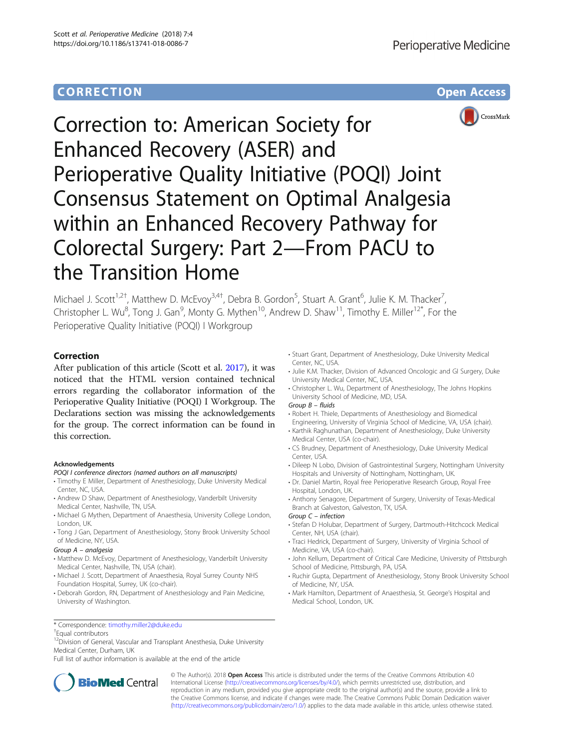**CORRECTION** **Open Access**

# Correction to: American Society for Enhanced Recovery (ASER) and Perioperative Quality Initiative (POQI) Joint Consensus Statement on Optimal Analgesia within an Enhanced Recovery Pathway for Colorectal Surgery: Part 2—From PACU to the Transition Home

Michael J. Scott[1,2†], Matthew D. McEvoy[3,4†], Debra B. Gordon[5], Stuart A. Grant[6], Julie K. M. Thacker[7], Christopher L. Wu[8], Tong J. Gan[9], Monty G. Mythen[10], Andrew D. Shaw[11], Timothy E. Miller[12*], For the Perioperative Quality Initiative (POQI) I Workgroup

## Correction

After publication of this article (Scott et al. 2017), it was noticed that the HTML version contained technical errors regarding the collaborator information of the Perioperative Quality Initiative (POQI) I Workgroup. The Declarations section was missing the acknowledgements for the group. The correct information can be found in this correction.

### Acknowledgements

*POQI I conference directors (named authors on all manuscripts)*

- Timothy E Miller, Department of Anesthesiology, Duke University Medical Center, NC, USA.
- Andrew D Shaw, Department of Anesthesiology, Vanderbilt University Medical Center, Nashville, TN, USA.
- Michael G Mythen, Department of Anaesthesia, University College London, London, UK.
- Tong J Gan, Department of Anesthesiology, Stony Brook University School of Medicine, NY, USA.

*Group A – analgesia*

- Matthew D. McEvoy, Department of Anesthesiology, Vanderbilt University Medical Center, Nashville, TN, USA (chair).
- Michael J. Scott, Department of Anaesthesia, Royal Surrey County NHS Foundation Hospital, Surrey, UK (co-chair).
- Deborah Gordon, RN, Department of Anesthesiology and Pain Medicine, University of Washington.
- Stuart Grant, Department of Anesthesiology, Duke University Medical Center, NC, USA.
- Julie K.M. Thacker, Division of Advanced Oncologic and GI Surgery, Duke University Medical Center, NC, USA.
- Christopher L. Wu, Department of Anesthesiology, The Johns Hopkins University School of Medicine, MD, USA.

*Group B – fluids*

- Robert H. Thiele, Departments of Anesthesiology and Biomedical Engineering, University of Virginia School of Medicine, VA, USA (chair).
- Karthik Raghunathan, Department of Anesthesiology, Duke University Medical Center, USA (co-chair).
- CS Brudney, Department of Anesthesiology, Duke University Medical Center, USA.
- Dileep N Lobo, Division of Gastrointestinal Surgery, Nottingham University Hospitals and University of Nottingham, Nottingham, UK.
- Dr. Daniel Martin, Royal free Perioperative Research Group, Royal Free Hospital, London, UK.
- Anthony Senagore, Department of Surgery, University of Texas-Medical Branch at Galveston, Galveston, TX, USA.

*Group C – infection*

- Stefan D Holubar, Department of Surgery, Dartmouth-Hitchcock Medical Center, NH, USA (chair).
- Traci Hedrick, Department of Surgery, University of Virginia School of Medicine, VA, USA (co-chair).
- John Kellum, Department of Critical Care Medicine, University of Pittsburgh School of Medicine, Pittsburgh, PA, USA.
- Ruchir Gupta, Department of Anesthesiology, Stony Brook University School of Medicine, NY, USA.
- Mark Hamilton, Department of Anaesthesia, St. George's Hospital and Medical School, London, UK.

\* Correspondence: timothy.miller2@duke.edu
† Equal contributors
[12] Division of General, Vascular and Transplant Anesthesia, Duke University Medical Center, Durham, UK
Full list of author information is available at the end of the article

© The Author(s). 2018 **Open Access** This article is distributed under the terms of the Creative Commons Attribution 4.0 International License (http://creativecommons.org/licenses/by/4.0/), which permits unrestricted use, distribution, and reproduction in any medium, provided you give appropriate credit to the original author(s) and the source, provide a link to the Creative Commons license, and indicate if changes were made. The Creative Commons Public Domain Dedication waiver (http://creativecommons.org/publicdomain/zero/1.0/) applies to the data made available in this article, unless otherwise stated.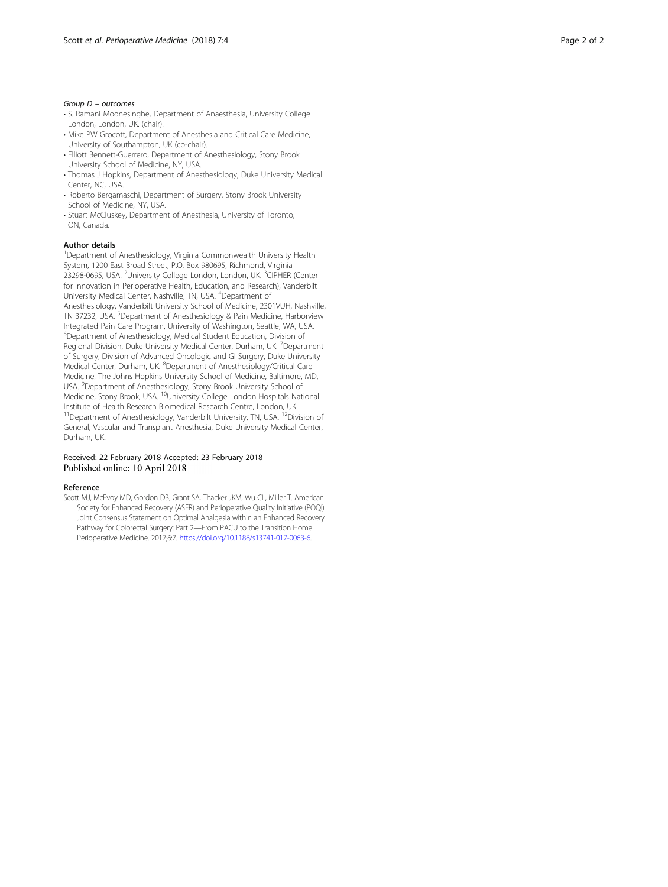*Group D – outcomes*

- S. Ramani Moonesinghe, Department of Anaesthesia, University College London, London, UK. (chair).
- Mike PW Grocott, Department of Anesthesia and Critical Care Medicine, University of Southampton, UK (co-chair).
- Elliott Bennett-Guerrero, Department of Anesthesiology, Stony Brook University School of Medicine, NY, USA.
- Thomas J Hopkins, Department of Anesthesiology, Duke University Medical Center, NC, USA.
- Roberto Bergamaschi, Department of Surgery, Stony Brook University School of Medicine, NY, USA.
- Stuart McCluskey, Department of Anesthesia, University of Toronto, ON, Canada.

### Author details

[1]Department of Anesthesiology, Virginia Commonwealth University Health System, 1200 East Broad Street, P.O. Box 980695, Richmond, Virginia 23298-0695, USA. [2]University College London, London, UK. [3]CIPHER (Center for Innovation in Perioperative Health, Education, and Research), Vanderbilt University Medical Center, Nashville, TN, USA. [4]Department of Anesthesiology, Vanderbilt University School of Medicine, 2301VUH, Nashville, TN 37232, USA. [5]Department of Anesthesiology & Pain Medicine, Harborview Integrated Pain Care Program, University of Washington, Seattle, WA, USA. [6]Department of Anesthesiology, Medical Student Education, Division of Regional Division, Duke University Medical Center, Durham, UK. [7]Department of Surgery, Division of Advanced Oncologic and GI Surgery, Duke University Medical Center, Durham, UK. [8]Department of Anesthesiology/Critical Care Medicine, The Johns Hopkins University School of Medicine, Baltimore, MD, USA. [9]Department of Anesthesiology, Stony Brook University School of Medicine, Stony Brook, USA. [10]University College London Hospitals National Institute of Health Research Biomedical Research Centre, London, UK. [11]Department of Anesthesiology, Vanderbilt University, TN, USA. [12]Division of General, Vascular and Transplant Anesthesia, Duke University Medical Center, Durham, UK.

Received: 22 February 2018 Accepted: 23 February 2018
Published online: 10 April 2018

### Reference

Scott MJ, McEvoy MD, Gordon DB, Grant SA, Thacker JKM, Wu CL, Miller T. American Society for Enhanced Recovery (ASER) and Perioperative Quality Initiative (POQI) Joint Consensus Statement on Optimal Analgesia within an Enhanced Recovery Pathway for Colorectal Surgery: Part 2—From PACU to the Transition Home. Perioperative Medicine. 2017;6:7. https://doi.org/10.1186/s13741-017-0063-6.